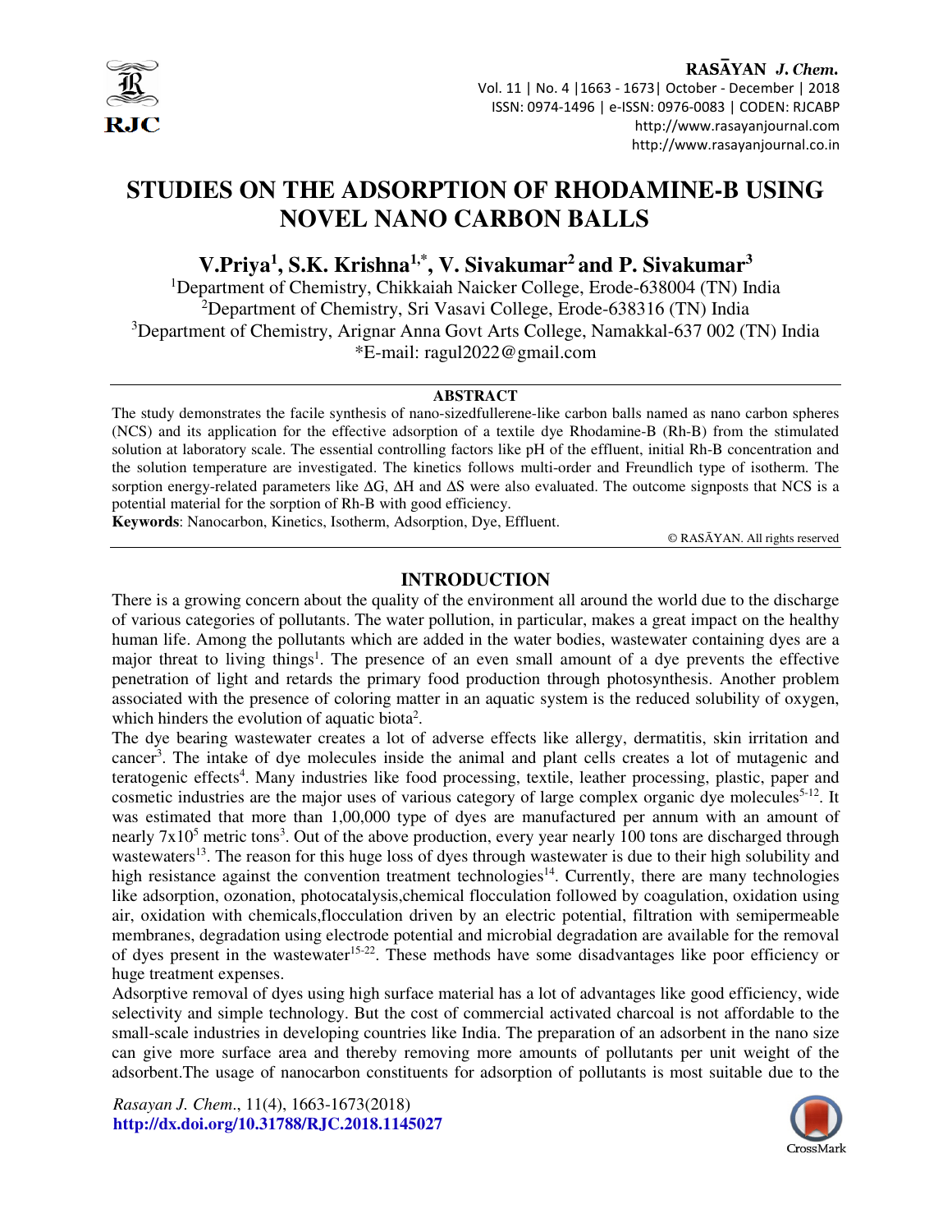# STUDIES ON THE ADSORPTION OF RHODAMINE-B USING NOVEL NANO CARBON BALLS

**V.Priya[1], S.K. Krishna[1,*], V. Sivakumar[2] and P. Sivakumar[3]**

[1]Department of Chemistry, Chikkaiah Naicker College, Erode-638004 (TN) India
[2]Department of Chemistry, Sri Vasavi College, Erode-638316 (TN) India
[3]Department of Chemistry, Arignar Anna Govt Arts College, Namakkal-637 002 (TN) India
*E-mail: ragul2022@gmail.com

## ABSTRACT

The study demonstrates the facile synthesis of nano-sizedfullerene-like carbon balls named as nano carbon spheres (NCS) and its application for the effective adsorption of a textile dye Rhodamine-B (Rh-B) from the stimulated solution at laboratory scale. The essential controlling factors like pH of the effluent, initial Rh-B concentration and the solution temperature are investigated. The kinetics follows multi-order and Freundlich type of isotherm. The sorption energy-related parameters like ΔG, ΔH and ΔS were also evaluated. The outcome signposts that NCS is a potential material for the sorption of Rh-B with good efficiency.

**Keywords**: Nanocarbon, Kinetics, Isotherm, Adsorption, Dye, Effluent.

© RASĀYAN. All rights reserved

## INTRODUCTION

There is a growing concern about the quality of the environment all around the world due to the discharge of various categories of pollutants. The water pollution, in particular, makes a great impact on the healthy human life. Among the pollutants which are added in the water bodies, wastewater containing dyes are a major threat to living things[1]. The presence of an even small amount of a dye prevents the effective penetration of light and retards the primary food production through photosynthesis. Another problem associated with the presence of coloring matter in an aquatic system is the reduced solubility of oxygen, which hinders the evolution of aquatic biota[2].

The dye bearing wastewater creates a lot of adverse effects like allergy, dermatitis, skin irritation and cancer[3]. The intake of dye molecules inside the animal and plant cells creates a lot of mutagenic and teratogenic effects[4]. Many industries like food processing, textile, leather processing, plastic, paper and cosmetic industries are the major uses of various category of large complex organic dye molecules[5-12]. It was estimated that more than 1,00,000 type of dyes are manufactured per annum with an amount of nearly $7x10^5$ metric tons[3]. Out of the above production, every year nearly 100 tons are discharged through wastewaters[13]. The reason for this huge loss of dyes through wastewater is due to their high solubility and high resistance against the convention treatment technologies[14]. Currently, there are many technologies like adsorption, ozonation, photocatalysis,chemical flocculation followed by coagulation, oxidation using air, oxidation with chemicals,flocculation driven by an electric potential, filtration with semipermeable membranes, degradation using electrode potential and microbial degradation are available for the removal of dyes present in the wastewater[15-22]. These methods have some disadvantages like poor efficiency or huge treatment expenses.

Adsorptive removal of dyes using high surface material has a lot of advantages like good efficiency, wide selectivity and simple technology. But the cost of commercial activated charcoal is not affordable to the small-scale industries in developing countries like India. The preparation of an adsorbent in the nano size can give more surface area and thereby removing more amounts of pollutants per unit weight of the adsorbent.The usage of nanocarbon constituents for adsorption of pollutants is most suitable due to the

*Rasayan J. Chem.*, 11(4), 1663-1673(2018)
**http://dx.doi.org/10.31788/RJC.2018.1145027**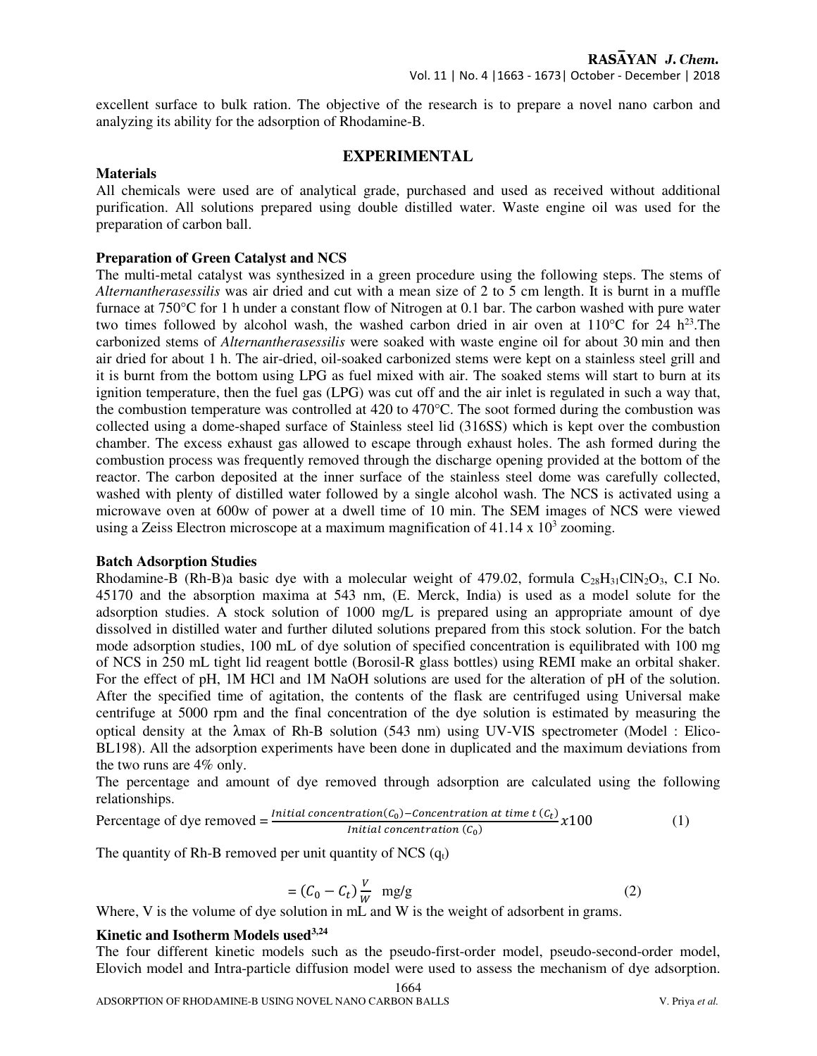excellent surface to bulk ration. The objective of the research is to prepare a novel nano carbon and analyzing its ability for the adsorption of Rhodamine-B.

## EXPERIMENTAL

### Materials

All chemicals were used are of analytical grade, purchased and used as received without additional purification. All solutions prepared using double distilled water. Waste engine oil was used for the preparation of carbon ball.

### Preparation of Green Catalyst and NCS

The multi-metal catalyst was synthesized in a green procedure using the following steps. The stems of *Alternantherasessilis* was air dried and cut with a mean size of 2 to 5 cm length. It is burnt in a muffle furnace at 750°C for 1 h under a constant flow of Nitrogen at 0.1 bar. The carbon washed with pure water two times followed by alcohol wash, the washed carbon dried in air oven at 110°C for 24 h[23].The carbonized stems of *Alternantherasessilis* were soaked with waste engine oil for about 30 min and then air dried for about 1 h. The air-dried, oil-soaked carbonized stems were kept on a stainless steel grill and it is burnt from the bottom using LPG as fuel mixed with air. The soaked stems will start to burn at its ignition temperature, then the fuel gas (LPG) was cut off and the air inlet is regulated in such a way that, the combustion temperature was controlled at 420 to 470°C. The soot formed during the combustion was collected using a dome-shaped surface of Stainless steel lid (316SS) which is kept over the combustion chamber. The excess exhaust gas allowed to escape through exhaust holes. The ash formed during the combustion process was frequently removed through the discharge opening provided at the bottom of the reactor. The carbon deposited at the inner surface of the stainless steel dome was carefully collected, washed with plenty of distilled water followed by a single alcohol wash. The NCS is activated using a microwave oven at 600w of power at a dwell time of 10 min. The SEM images of NCS were viewed using a Zeiss Electron microscope at a maximum magnification of $41.14 \times 10^3$ zooming.

### Batch Adsorption Studies

Rhodamine-B (Rh-B)a basic dye with a molecular weight of 479.02, formula $C_{28}H_{31}ClN_2O_3$, C.I No. 45170 and the absorption maxima at 543 nm, (E. Merck, India) is used as a model solute for the adsorption studies. A stock solution of 1000 mg/L is prepared using an appropriate amount of dye dissolved in distilled water and further diluted solutions prepared from this stock solution. For the batch mode adsorption studies, 100 mL of dye solution of specified concentration is equilibrated with 100 mg of NCS in 250 mL tight lid reagent bottle (Borosil-R glass bottles) using REMI make an orbital shaker. For the effect of pH, 1M HCl and 1M NaOH solutions are used for the alteration of pH of the solution. After the specified time of agitation, the contents of the flask are centrifuged using Universal make centrifuge at 5000 rpm and the final concentration of the dye solution is estimated by measuring the optical density at the λmax of Rh-B solution (543 nm) using UV-VIS spectrometer (Model : Elico-BL198). All the adsorption experiments have been done in duplicated and the maximum deviations from the two runs are 4% only.

The percentage and amount of dye removed through adsorption are calculated using the following relationships.

$$\text{Percentage of dye removed} = \frac{\text{Initial concentration}(C_0) - \text{Concentration at time } t\ (C_t)}{\text{Initial concentration } (C_0)} x100 \tag{1}$$

The quantity of Rh-B removed per unit quantity of NCS ($q_t$)

$$= (C_0 - C_t)\frac{V}{W} \quad \text{mg/g} \tag{2}$$

Where, V is the volume of dye solution in mL and W is the weight of adsorbent in grams.

### Kinetic and Isotherm Models used[3,24]

The four different kinetic models such as the pseudo-first-order model, pseudo-second-order model, Elovich model and Intra-particle diffusion model were used to assess the mechanism of dye adsorption.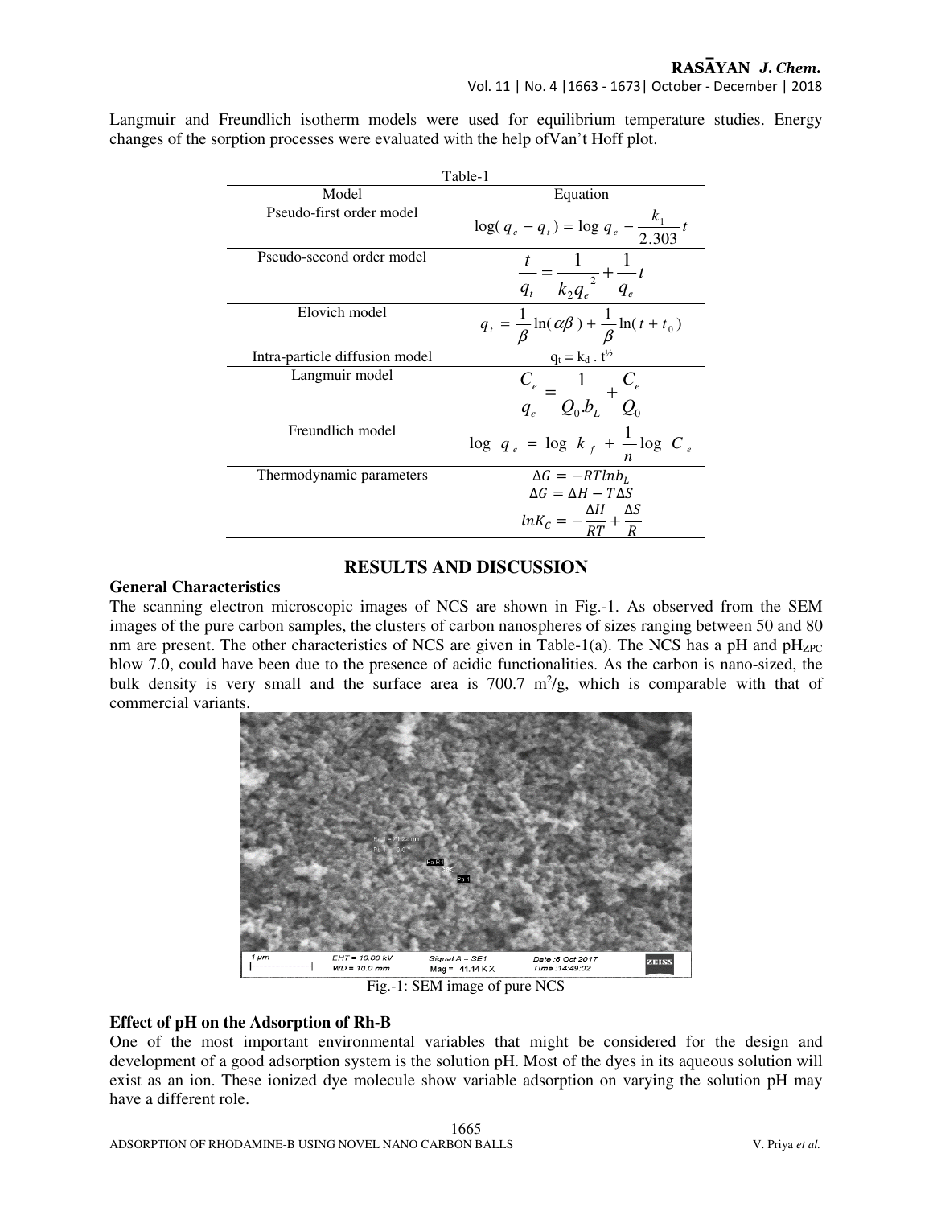Langmuir and Freundlich isotherm models were used for equilibrium temperature studies. Energy changes of the sorption processes were evaluated with the help ofVan't Hoff plot.

Table-1

| Model | Equation |
|---|---|
| Pseudo-first order model | $\log(q_e - q_t) = \log q_e - \frac{k_1}{2.303}t$ |
| Pseudo-second order model | $\frac{t}{q_t} = \frac{1}{k_2 q_e^2} + \frac{1}{q_e}t$ |
| Elovich model | $q_t = \frac{1}{\beta}\ln(\alpha\beta) + \frac{1}{\beta}\ln(t + t_0)$ |
| Intra-particle diffusion model | $q_t = k_d \cdot t^{1/2}$ |
| Langmuir model | $\frac{C_e}{q_e} = \frac{1}{Q_0 . b_L} + \frac{C_e}{Q_0}$ |
| Freundlich model | $\log q_e = \log k_f + \frac{1}{n}\log C_e$ |
| Thermodynamic parameters | $\Delta G = -RT ln b_L$ <br> $\Delta G = \Delta H - T\Delta S$ <br> $ln K_C = -\frac{\Delta H}{RT} + \frac{\Delta S}{R}$ |

## RESULTS AND DISCUSSION

### General Characteristics

The scanning electron microscopic images of NCS are shown in Fig.-1. As observed from the SEM images of the pure carbon samples, the clusters of carbon nanospheres of sizes ranging between 50 and 80 nm are present. The other characteristics of NCS are given in Table-1(a). The NCS has a pH and $pH_{ZPC}$ blow 7.0, could have been due to the presence of acidic functionalities. As the carbon is nano-sized, the bulk density is very small and the surface area is 700.7 $m^2$/g, which is comparable with that of commercial variants.

Fig.-1: SEM image of pure NCS

### Effect of pH on the Adsorption of Rh-B

One of the most important environmental variables that might be considered for the design and development of a good adsorption system is the solution pH. Most of the dyes in its aqueous solution will exist as an ion. These ionized dye molecule show variable adsorption on varying the solution pH may have a different role.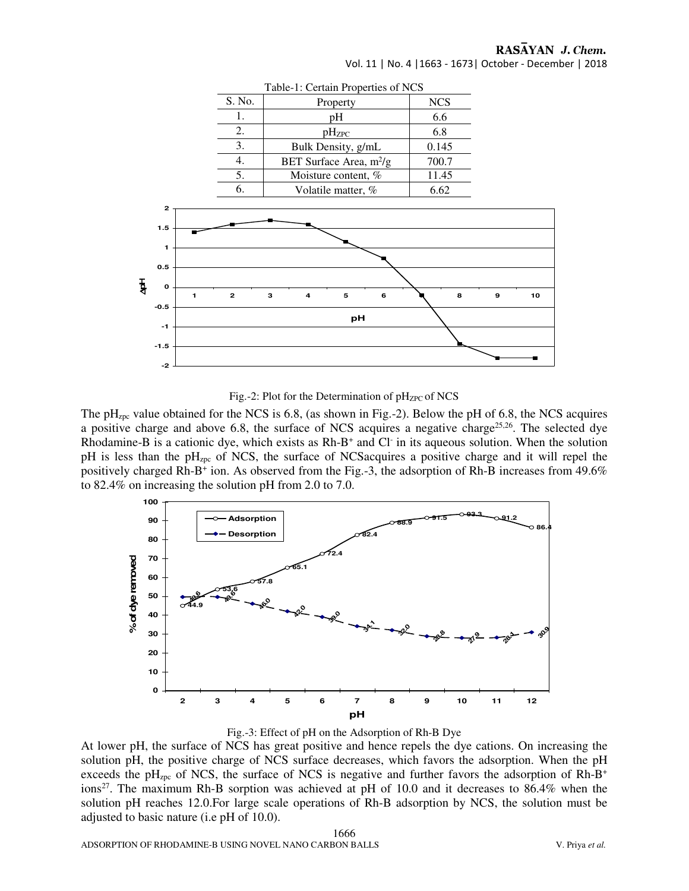Table-1: Certain Properties of NCS

| S. No. | Property | NCS |
|---|---|---|
| 1. | pH | 6.6 |
| 2. | $pH_{ZPC}$ | 6.8 |
| 3. | Bulk Density, g/mL | 0.145 |
| 4. | BET Surface Area, $m^2/g$ | 700.7 |
| 5. | Moisture content, % | 11.45 |
| 6. | Volatile matter, % | 6.62 |

Fig.-2: Plot for the Determination of $pH_{ZPC}$ of NCS

The $pH_{zpc}$ value obtained for the NCS is 6.8, (as shown in Fig.-2). Below the pH of 6.8, the NCS acquires a positive charge and above 6.8, the surface of NCS acquires a negative charge[25,26]. The selected dye Rhodamine-B is a cationic dye, which exists as $Rh\text{-}B^+$ and $Cl^-$ in its aqueous solution. When the solution pH is less than the $pH_{zpc}$ of NCS, the surface of NCSacquires a positive charge and it will repel the positively charged $Rh\text{-}B^+$ ion. As observed from the Fig.-3, the adsorption of Rh-B increases from 49.6% to 82.4% on increasing the solution pH from 2.0 to 7.0.

Fig.-3: Effect of pH on the Adsorption of Rh-B Dye

At lower pH, the surface of NCS has great positive and hence repels the dye cations. On increasing the solution pH, the positive charge of NCS surface decreases, which favors the adsorption. When the pH exceeds the $pH_{zpc}$ of NCS, the surface of NCS is negative and further favors the adsorption of $Rh\text{-}B^+$ ions[27]. The maximum Rh-B sorption was achieved at pH of 10.0 and it decreases to 86.4% when the solution pH reaches 12.0.For large scale operations of Rh-B adsorption by NCS, the solution must be adjusted to basic nature (i.e pH of 10.0).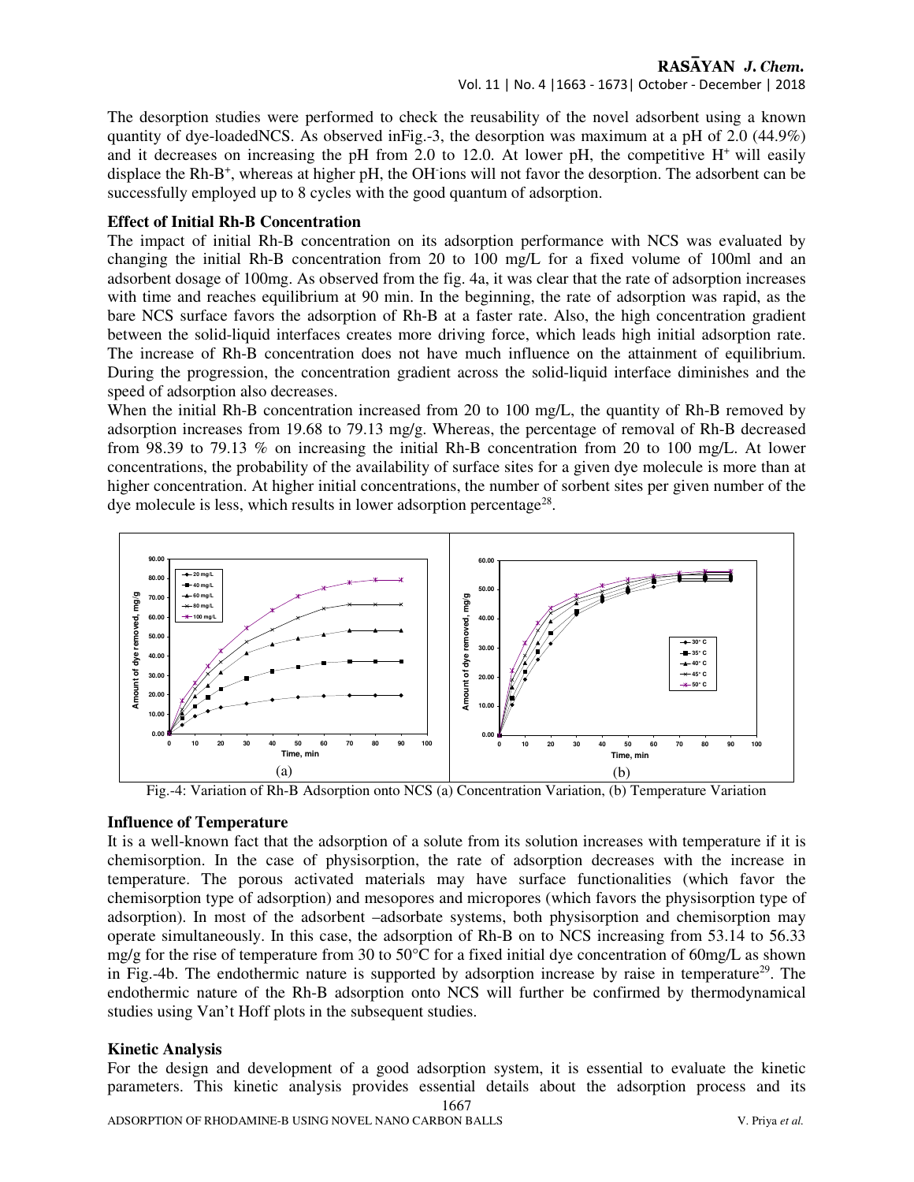The desorption studies were performed to check the reusability of the novel adsorbent using a known quantity of dye-loadedNCS. As observed inFig.-3, the desorption was maximum at a pH of 2.0 (44.9%) and it decreases on increasing the pH from 2.0 to 12.0. At lower pH, the competitive $H^+$ will easily displace the $Rh\text{-}B^+$, whereas at higher pH, the $OH^-$ions will not favor the desorption. The adsorbent can be successfully employed up to 8 cycles with the good quantum of adsorption.

**Effect of Initial Rh-B Concentration**

The impact of initial Rh-B concentration on its adsorption performance with NCS was evaluated by changing the initial Rh-B concentration from 20 to 100 mg/L for a fixed volume of 100ml and an adsorbent dosage of 100mg. As observed from the fig. 4a, it was clear that the rate of adsorption increases with time and reaches equilibrium at 90 min. In the beginning, the rate of adsorption was rapid, as the bare NCS surface favors the adsorption of Rh-B at a faster rate. Also, the high concentration gradient between the solid-liquid interfaces creates more driving force, which leads high initial adsorption rate. The increase of Rh-B concentration does not have much influence on the attainment of equilibrium. During the progression, the concentration gradient across the solid-liquid interface diminishes and the speed of adsorption also decreases.

When the initial Rh-B concentration increased from 20 to 100 mg/L, the quantity of Rh-B removed by adsorption increases from 19.68 to 79.13 mg/g. Whereas, the percentage of removal of Rh-B decreased from 98.39 to 79.13 % on increasing the initial Rh-B concentration from 20 to 100 mg/L. At lower concentrations, the probability of the availability of surface sites for a given dye molecule is more than at higher concentration. At higher initial concentrations, the number of sorbent sites per given number of the dye molecule is less, which results in lower adsorption percentage[28].

Fig.-4: Variation of Rh-B Adsorption onto NCS (a) Concentration Variation, (b) Temperature Variation

**Influence of Temperature**

It is a well-known fact that the adsorption of a solute from its solution increases with temperature if it is chemisorption. In the case of physisorption, the rate of adsorption decreases with the increase in temperature. The porous activated materials may have surface functionalities (which favor the chemisorption type of adsorption) and mesopores and micropores (which favors the physisorption type of adsorption). In most of the adsorbent –adsorbate systems, both physisorption and chemisorption may operate simultaneously. In this case, the adsorption of Rh-B on to NCS increasing from 53.14 to 56.33 mg/g for the rise of temperature from 30 to 50°C for a fixed initial dye concentration of 60mg/L as shown in Fig.-4b. The endothermic nature is supported by adsorption increase by raise in temperature[29]. The endothermic nature of the Rh-B adsorption onto NCS will further be confirmed by thermodynamical studies using Van't Hoff plots in the subsequent studies.

**Kinetic Analysis**

For the design and development of a good adsorption system, it is essential to evaluate the kinetic parameters. This kinetic analysis provides essential details about the adsorption process and its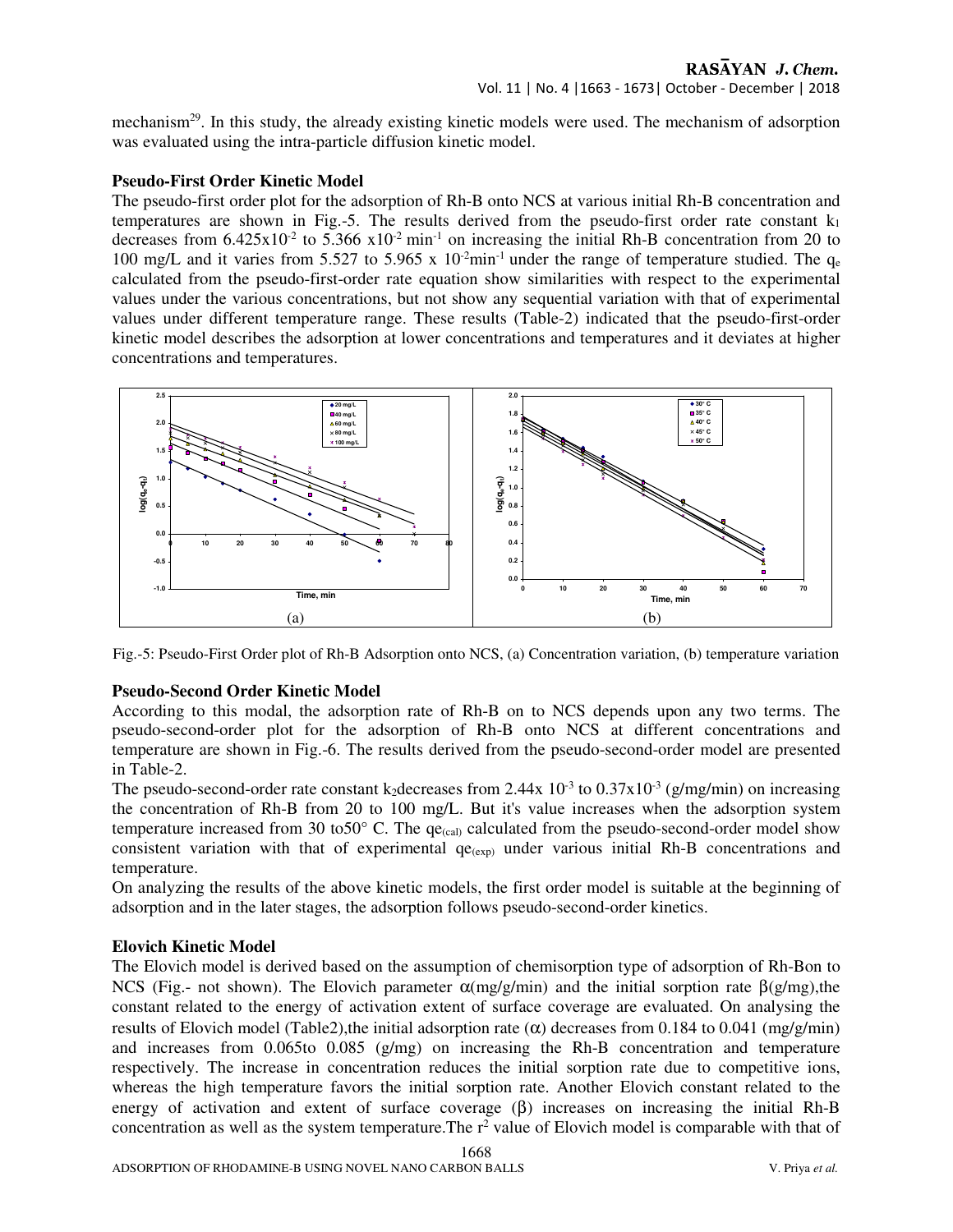mechanism[29]. In this study, the already existing kinetic models were used. The mechanism of adsorption was evaluated using the intra-particle diffusion kinetic model.

### Pseudo-First Order Kinetic Model

The pseudo-first order plot for the adsorption of Rh-B onto NCS at various initial Rh-B concentration and temperatures are shown in Fig.-5. The results derived from the pseudo-first order rate constant $k_1$ decreases from $6.425 \times 10^{-2}$ to $5.366 \times 10^{-2}$ min$^{-1}$ on increasing the initial Rh-B concentration from 20 to 100 mg/L and it varies from 5.527 to $5.965 \times 10^{-2}$min$^{-1}$ under the range of temperature studied. The $q_e$ calculated from the pseudo-first-order rate equation show similarities with respect to the experimental values under the various concentrations, but not show any sequential variation with that of experimental values under different temperature range. These results (Table-2) indicated that the pseudo-first-order kinetic model describes the adsorption at lower concentrations and temperatures and it deviates at higher concentrations and temperatures.

Fig.-5: Pseudo-First Order plot of Rh-B Adsorption onto NCS, (a) Concentration variation, (b) temperature variation

### Pseudo-Second Order Kinetic Model

According to this modal, the adsorption rate of Rh-B on to NCS depends upon any two terms. The pseudo-second-order plot for the adsorption of Rh-B onto NCS at different concentrations and temperature are shown in Fig.-6. The results derived from the pseudo-second-order model are presented in Table-2.

The pseudo-second-order rate constant $k_2$decreases from $2.44 \times 10^{-3}$ to $0.37 \times 10^{-3}$ (g/mg/min) on increasing the concentration of Rh-B from 20 to 100 mg/L. But it's value increases when the adsorption system temperature increased from 30 to50° C. The $qe_{(cal)}$ calculated from the pseudo-second-order model show consistent variation with that of experimental $qe_{(exp)}$ under various initial Rh-B concentrations and temperature.

On analyzing the results of the above kinetic models, the first order model is suitable at the beginning of adsorption and in the later stages, the adsorption follows pseudo-second-order kinetics.

### Elovich Kinetic Model

The Elovich model is derived based on the assumption of chemisorption type of adsorption of Rh-Bon to NCS (Fig.- not shown). The Elovich parameter $\alpha$(mg/g/min) and the initial sorption rate $\beta$(g/mg),the constant related to the energy of activation extent of surface coverage are evaluated. On analysing the results of Elovich model (Table2),the initial adsorption rate ($\alpha$) decreases from 0.184 to 0.041 (mg/g/min) and increases from 0.065to 0.085 (g/mg) on increasing the Rh-B concentration and temperature respectively. The increase in concentration reduces the initial sorption rate due to competitive ions, whereas the high temperature favors the initial sorption rate. Another Elovich constant related to the energy of activation and extent of surface coverage ($\beta$) increases on increasing the initial Rh-B concentration as well as the system temperature.The $r^2$ value of Elovich model is comparable with that of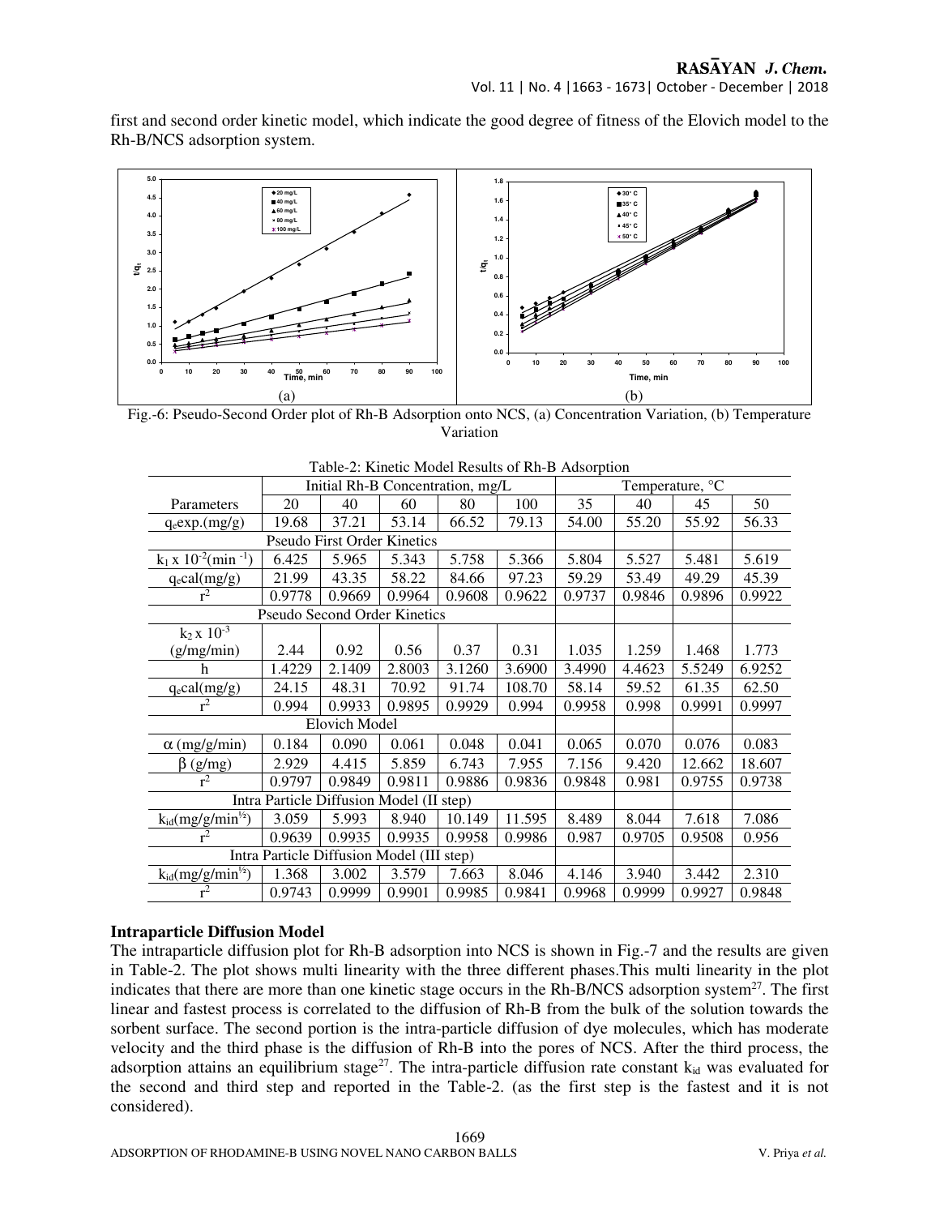first and second order kinetic model, which indicate the good degree of fitness of the Elovich model to the Rh-B/NCS adsorption system.

Fig.-6: Pseudo-Second Order plot of Rh-B Adsorption onto NCS, (a) Concentration Variation, (b) Temperature Variation

Table-2: Kinetic Model Results of Rh-B Adsorption

| Parameters | Initial Rh-B Concentration, mg/L | | | | | Temperature, °C | | | |
|---|---|---|---|---|---|---|---|---|---|
| | 20 | 40 | 60 | 80 | 100 | 35 | 40 | 45 | 50 |
| $q_e$exp.(mg/g) | 19.68 | 37.21 | 53.14 | 66.52 | 79.13 | 54.00 | 55.20 | 55.92 | 56.33 |
| Pseudo First Order Kinetics | | | | | | | | | |
| $k_1 \times 10^{-2}$(min$^{-1}$) | 6.425 | 5.965 | 5.343 | 5.758 | 5.366 | 5.804 | 5.527 | 5.481 | 5.619 |
| $q_e$cal(mg/g) | 21.99 | 43.35 | 58.22 | 84.66 | 97.23 | 59.29 | 53.49 | 49.29 | 45.39 |
| $r^2$ | 0.9778 | 0.9669 | 0.9964 | 0.9608 | 0.9622 | 0.9737 | 0.9846 | 0.9896 | 0.9922 |
| Pseudo Second Order Kinetics | | | | | | | | | |
| $k_2 \times 10^{-3}$ (g/mg/min) | 2.44 | 0.92 | 0.56 | 0.37 | 0.31 | 1.035 | 1.259 | 1.468 | 1.773 |
| h | 1.4229 | 2.1409 | 2.8003 | 3.1260 | 3.6900 | 3.4990 | 4.4623 | 5.5249 | 6.9252 |
| $q_e$cal(mg/g) | 24.15 | 48.31 | 70.92 | 91.74 | 108.70 | 58.14 | 59.52 | 61.35 | 62.50 |
| $r^2$ | 0.994 | 0.9933 | 0.9895 | 0.9929 | 0.994 | 0.9958 | 0.998 | 0.9991 | 0.9997 |
| Elovich Model | | | | | | | | | |
| $\alpha$ (mg/g/min) | 0.184 | 0.090 | 0.061 | 0.048 | 0.041 | 0.065 | 0.070 | 0.076 | 0.083 |
| $\beta$ (g/mg) | 2.929 | 4.415 | 5.859 | 6.743 | 7.955 | 7.156 | 9.420 | 12.662 | 18.607 |
| $r^2$ | 0.9797 | 0.9849 | 0.9811 | 0.9886 | 0.9836 | 0.9848 | 0.981 | 0.9755 | 0.9738 |
| Intra Particle Diffusion Model (II step) | | | | | | | | | |
| $k_{id}$(mg/g/min$^{½}$) | 3.059 | 5.993 | 8.940 | 10.149 | 11.595 | 8.489 | 8.044 | 7.618 | 7.086 |
| $r^2$ | 0.9639 | 0.9935 | 0.9935 | 0.9958 | 0.9986 | 0.987 | 0.9705 | 0.9508 | 0.956 |
| Intra Particle Diffusion Model (III step) | | | | | | | | | |
| $k_{id}$(mg/g/min$^{½}$) | 1.368 | 3.002 | 3.579 | 7.663 | 8.046 | 4.146 | 3.940 | 3.442 | 2.310 |
| $r^2$ | 0.9743 | 0.9999 | 0.9901 | 0.9985 | 0.9841 | 0.9968 | 0.9999 | 0.9927 | 0.9848 |

## Intraparticle Diffusion Model

The intraparticle diffusion plot for Rh-B adsorption into NCS is shown in Fig.-7 and the results are given in Table-2. The plot shows multi linearity with the three different phases.This multi linearity in the plot indicates that there are more than one kinetic stage occurs in the Rh-B/NCS adsorption system[27]. The first linear and fastest process is correlated to the diffusion of Rh-B from the bulk of the solution towards the sorbent surface. The second portion is the intra-particle diffusion of dye molecules, which has moderate velocity and the third phase is the diffusion of Rh-B into the pores of NCS. After the third process, the adsorption attains an equilibrium stage[27]. The intra-particle diffusion rate constant $k_{id}$ was evaluated for the second and third step and reported in the Table-2. (as the first step is the fastest and it is not considered).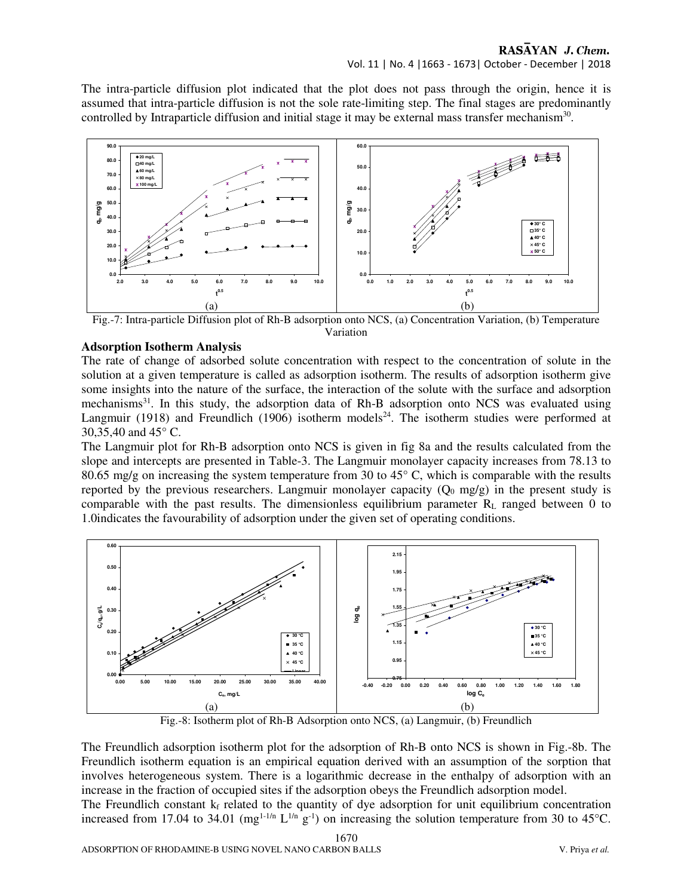The intra-particle diffusion plot indicated that the plot does not pass through the origin, hence it is assumed that intra-particle diffusion is not the sole rate-limiting step. The final stages are predominantly controlled by Intraparticle diffusion and initial stage it may be external mass transfer mechanism[30].

Fig.-7: Intra-particle Diffusion plot of Rh-B adsorption onto NCS, (a) Concentration Variation, (b) Temperature Variation

### Adsorption Isotherm Analysis

The rate of change of adsorbed solute concentration with respect to the concentration of solute in the solution at a given temperature is called as adsorption isotherm. The results of adsorption isotherm give some insights into the nature of the surface, the interaction of the solute with the surface and adsorption mechanisms[31]. In this study, the adsorption data of Rh-B adsorption onto NCS was evaluated using Langmuir (1918) and Freundlich (1906) isotherm models[24]. The isotherm studies were performed at 30,35,40 and 45° C.

The Langmuir plot for Rh-B adsorption onto NCS is given in fig 8a and the results calculated from the slope and intercepts are presented in Table-3. The Langmuir monolayer capacity increases from 78.13 to 80.65 mg/g on increasing the system temperature from 30 to 45° C, which is comparable with the results reported by the previous researchers. Langmuir monolayer capacity ($Q_0$ mg/g) in the present study is comparable with the past results. The dimensionless equilibrium parameter $R_L$ ranged between 0 to 1.0indicates the favourability of adsorption under the given set of operating conditions.

Fig.-8: Isotherm plot of Rh-B Adsorption onto NCS, (a) Langmuir, (b) Freundlich

The Freundlich adsorption isotherm plot for the adsorption of Rh-B onto NCS is shown in Fig.-8b. The Freundlich isotherm equation is an empirical equation derived with an assumption of the sorption that involves heterogeneous system. There is a logarithmic decrease in the enthalpy of adsorption with an increase in the fraction of occupied sites if the adsorption obeys the Freundlich adsorption model.

The Freundlich constant $k_f$ related to the quantity of dye adsorption for unit equilibrium concentration increased from 17.04 to 34.01 ($mg^{1-1/n}$ $L^{1/n}$ $g^{-1}$) on increasing the solution temperature from 30 to 45°C.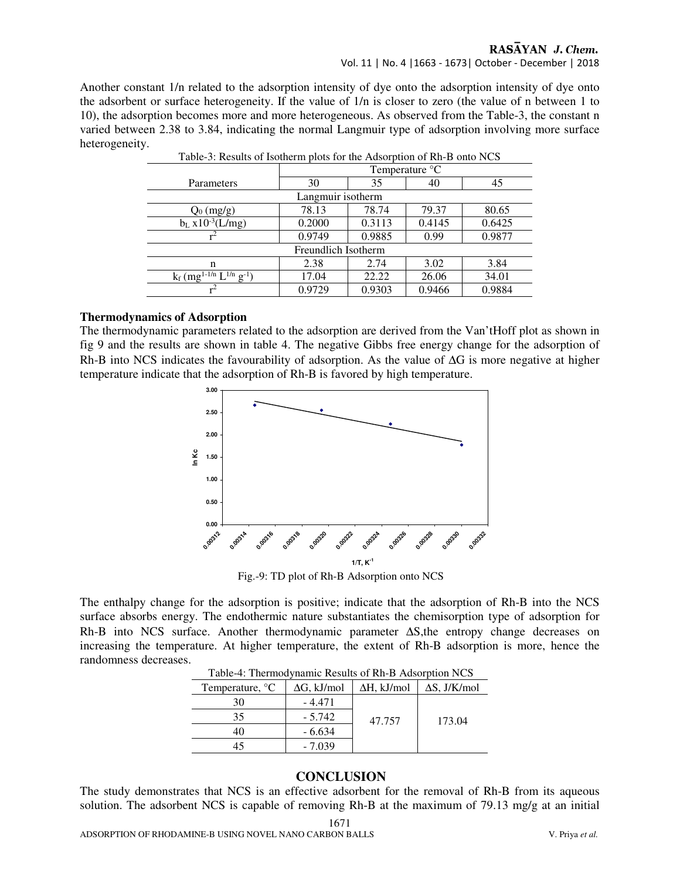Another constant 1/n related to the adsorption intensity of dye onto the adsorption intensity of dye onto the adsorbent or surface heterogeneity. If the value of 1/n is closer to zero (the value of n between 1 to 10), the adsorption becomes more and more heterogeneous. As observed from the Table-3, the constant n varied between 2.38 to 3.84, indicating the normal Langmuir type of adsorption involving more surface heterogeneity.

Table-3: Results of Isotherm plots for the Adsorption of Rh-B onto NCS

| Parameters | Temperature °C | | | |
|---|---|---|---|---|
| | 30 | 35 | 40 | 45 |
| **Langmuir isotherm** | | | | |
| $Q_0$ (mg/g) | 78.13 | 78.74 | 79.37 | 80.65 |
| $b_L$ x$10^{-3}$(L/mg) | 0.2000 | 0.3113 | 0.4145 | 0.6425 |
| $r^2$ | 0.9749 | 0.9885 | 0.99 | 0.9877 |
| **Freundlich Isotherm** | | | | |
| n | 2.38 | 2.74 | 3.02 | 3.84 |
| $k_f$ ($mg^{1-1/n}$ $L^{1/n}$ $g^{-1}$) | 17.04 | 22.22 | 26.06 | 34.01 |
| $r^2$ | 0.9729 | 0.9303 | 0.9466 | 0.9884 |

### Thermodynamics of Adsorption

The thermodynamic parameters related to the adsorption are derived from the Van'tHoff plot as shown in fig 9 and the results are shown in table 4. The negative Gibbs free energy change for the adsorption of Rh-B into NCS indicates the favourability of adsorption. As the value of ΔG is more negative at higher temperature indicate that the adsorption of Rh-B is favored by high temperature.

Fig.-9: TD plot of Rh-B Adsorption onto NCS

The enthalpy change for the adsorption is positive; indicate that the adsorption of Rh-B into the NCS surface absorbs energy. The endothermic nature substantiates the chemisorption type of adsorption for Rh-B into NCS surface. Another thermodynamic parameter ΔS,the entropy change decreases on increasing the temperature. At higher temperature, the extent of Rh-B adsorption is more, hence the randomness decreases.

Table-4: Thermodynamic Results of Rh-B Adsorption NCS

| Temperature, °C | ΔG, kJ/mol | ΔH, kJ/mol | ΔS, J/K/mol |
|---|---|---|---|
| 30 | - 4.471 | 47.757 | 173.04 |
| 35 | - 5.742 | | |
| 40 | - 6.634 | | |
| 45 | - 7.039 | | |

## CONCLUSION

The study demonstrates that NCS is an effective adsorbent for the removal of Rh-B from its aqueous solution. The adsorbent NCS is capable of removing Rh-B at the maximum of 79.13 mg/g at an initial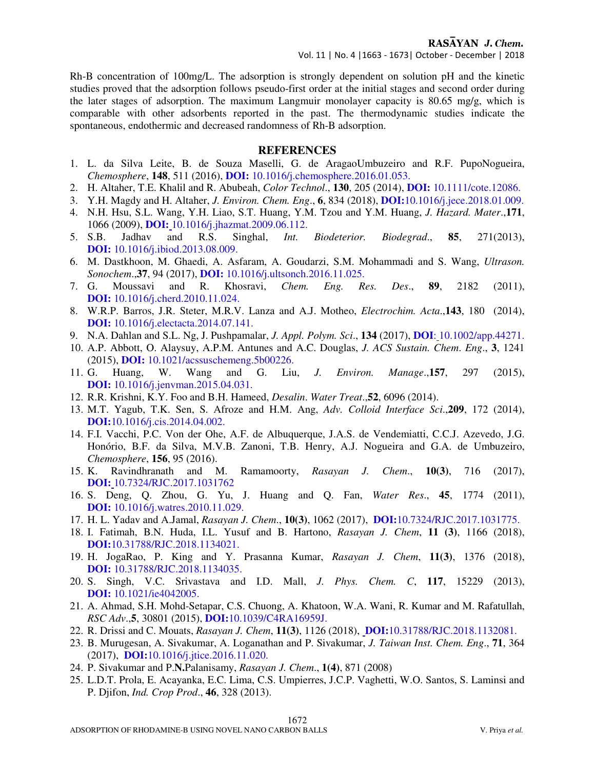Rh-B concentration of 100mg/L. The adsorption is strongly dependent on solution pH and the kinetic studies proved that the adsorption follows pseudo-first order at the initial stages and second order during the later stages of adsorption. The maximum Langmuir monolayer capacity is 80.65 mg/g, which is comparable with other adsorbents reported in the past. The thermodynamic studies indicate the spontaneous, endothermic and decreased randomness of Rh-B adsorption.

## REFERENCES

1. L. da Silva Leite, B. de Souza Maselli, G. de AragaoUmbuzeiro and R.F. PupoNogueira, *Chemosphere*, **148**, 511 (2016), **DOI:** 10.1016/j.chemosphere.2016.01.053.
2. H. Altaher, T.E. Khalil and R. Abubeah, *Color Technol*., **130**, 205 (2014), **DOI:** 10.1111/cote.12086.
3. Y.H. Magdy and H. Altaher, *J. Environ. Chem. Eng*., **6**, 834 (2018), **DOI:**10.1016/j.jece.2018.01.009.
4. N.H. Hsu, S.L. Wang, Y.H. Liao, S.T. Huang, Y.M. Tzou and Y.M. Huang, *J. Hazard. Mater*.,**171**, 1066 (2009), **DOI:** 10.1016/j.jhazmat.2009.06.112.
5. S.B. Jadhav and R.S. Singhal, *Int. Biodeterior. Biodegrad*., **85**, 271(2013), **DOI:** 10.1016/j.ibiod.2013.08.009.
6. M. Dastkhoon, M. Ghaedi, A. Asfaram, A. Goudarzi, S.M. Mohammadi and S. Wang, *Ultrason. Sonochem*.,**37**, 94 (2017), **DOI:** 10.1016/j.ultsonch.2016.11.025.
7. G. Moussavi and R. Khosravi, *Chem. Eng. Res. Des*., **89**, 2182 (2011), **DOI:** 10.1016/j.cherd.2010.11.024.
8. W.R.P. Barros, J.R. Steter, M.R.V. Lanza and A.J. Motheo, *Electrochim. Acta*.,**143**, 180 (2014), **DOI:** 10.1016/j.electacta.2014.07.141.
9. N.A. Dahlan and S.L. Ng, J. Pushpamalar, *J. Appl. Polym. Sci*., **134** (2017), **DOI**: 10.1002/app.44271.
10. A.P. Abbott, O. Alaysuy, A.P.M. Antunes and A.C. Douglas, *J. ACS Sustain. Chem. Eng*., **3**, 1241 (2015), **DOI:** 10.1021/acssuschemeng.5b00226.
11. G. Huang, W. Wang and G. Liu, *J. Environ. Manage*.,**157**, 297 (2015), **DOI:** 10.1016/j.jenvman.2015.04.031.
12. R.R. Krishni, K.Y. Foo and B.H. Hameed, *Desalin. Water Treat*.,**52**, 6096 (2014).
13. M.T. Yagub, T.K. Sen, S. Afroze and H.M. Ang, *Adv. Colloid Interface Sci*.,**209**, 172 (2014), **DOI:**10.1016/j.cis.2014.04.002.
14. F.I. Vacchi, P.C. Von der Ohe, A.F. de Albuquerque, J.A.S. de Vendemiatti, C.C.J. Azevedo, J.G. Honório, B.F. da Silva, M.V.B. Zanoni, T.B. Henry, A.J. Nogueira and G.A. de Umbuzeiro, *Chemosphere*, **156**, 95 (2016).
15. K. Ravindhranath and M. Ramamoorty, *Rasayan J. Chem*., **10(3)**, 716 (2017), **DOI:** 10.7324/RJC.2017.1031762
16. S. Deng, Q. Zhou, G. Yu, J. Huang and Q. Fan, *Water Res*., **45**, 1774 (2011), **DOI:** 10.1016/j.watres.2010.11.029.
17. H. L. Yadav and A.Jamal, *Rasayan J. Chem*., **10(3)**, 1062 (2017), **DOI:**10.7324/RJC.2017.1031775.
18. I. Fatimah, B.N. Huda, I.L. Yusuf and B. Hartono, *Rasayan J. Chem*, **11 (3)**, 1166 (2018), **DOI:**10.31788/RJC.2018.1134021.
19. H. JogaRao, P. King and Y. Prasanna Kumar, *Rasayan J. Chem*, **11(3)**, 1376 (2018), **DOI:** 10.31788/RJC.2018.1134035.
20. S. Singh, V.C. Srivastava and I.D. Mall, *J. Phys. Chem. C*, **117**, 15229 (2013), **DOI:** 10.1021/ie4042005.
21. A. Ahmad, S.H. Mohd-Setapar, C.S. Chuong, A. Khatoon, W.A. Wani, R. Kumar and M. Rafatullah, *RSC Adv*.,**5**, 30801 (2015), **DOI:**10.1039/C4RA16959J.
22. R. Drissi and C. Mouats, *Rasayan J. Chem*, **11(3)**, 1126 (2018), **DOI:**10.31788/RJC.2018.1132081.
23. B. Murugesan, A. Sivakumar, A. Loganathan and P. Sivakumar, *J. Taiwan Inst. Chem. Eng*., **71**, 364 (2017), **DOI:**10.1016/j.jtice.2016.11.020.
24. P. Sivakumar and P.**N.**Palanisamy, *Rasayan J. Chem*., **1(4)**, 871 (2008)
25. L.D.T. Prola, E. Acayanka, E.C. Lima, C.S. Umpierres, J.C.P. Vaghetti, W.O. Santos, S. Laminsi and P. Djifon, *Ind. Crop Prod*., **46**, 328 (2013).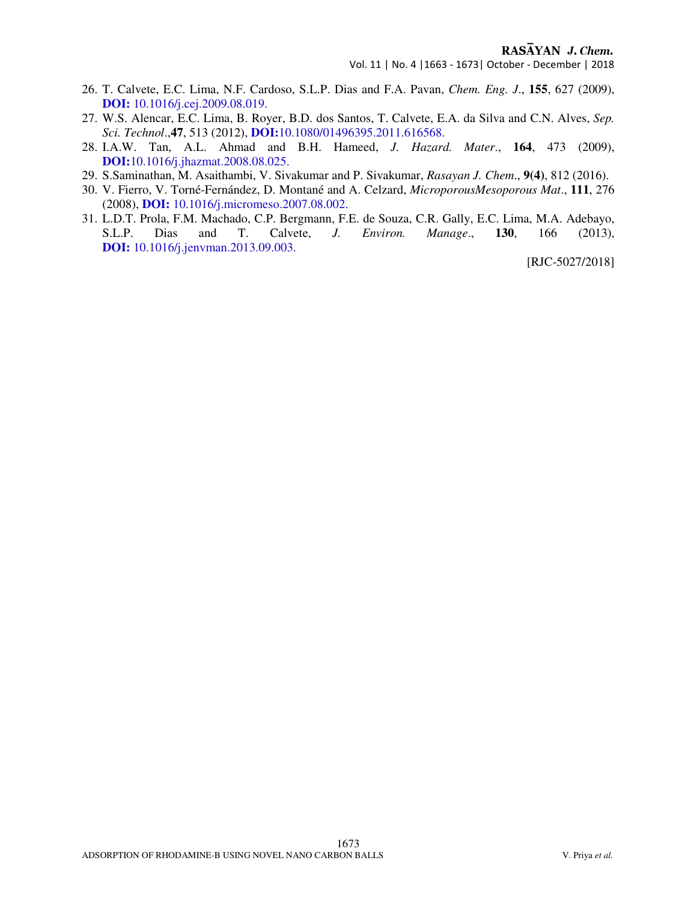26. T. Calvete, E.C. Lima, N.F. Cardoso, S.L.P. Dias and F.A. Pavan, *Chem. Eng. J*., **155**, 627 (2009), **DOI:** 10.1016/j.cej.2009.08.019.
27. W.S. Alencar, E.C. Lima, B. Royer, B.D. dos Santos, T. Calvete, E.A. da Silva and C.N. Alves, *Sep. Sci. Technol*.,**47**, 513 (2012), **DOI:**10.1080/01496395.2011.616568.
28. I.A.W. Tan, A.L. Ahmad and B.H. Hameed, *J. Hazard. Mater*., **164**, 473 (2009), **DOI:**10.1016/j.jhazmat.2008.08.025.
29. S.Saminathan, M. Asaithambi, V. Sivakumar and P. Sivakumar, *Rasayan J. Chem*., **9(4)**, 812 (2016).
30. V. Fierro, V. Torné-Fernández, D. Montané and A. Celzard, *MicroporousMesoporous Mat*., **111**, 276 (2008), **DOI:** 10.1016/j.micromeso.2007.08.002.
31. L.D.T. Prola, F.M. Machado, C.P. Bergmann, F.E. de Souza, C.R. Gally, E.C. Lima, M.A. Adebayo, S.L.P. Dias and T. Calvete, *J. Environ. Manage*., **130**, 166 (2013), **DOI:** 10.1016/j.jenvman.2013.09.003.

[RJC-5027/2018]